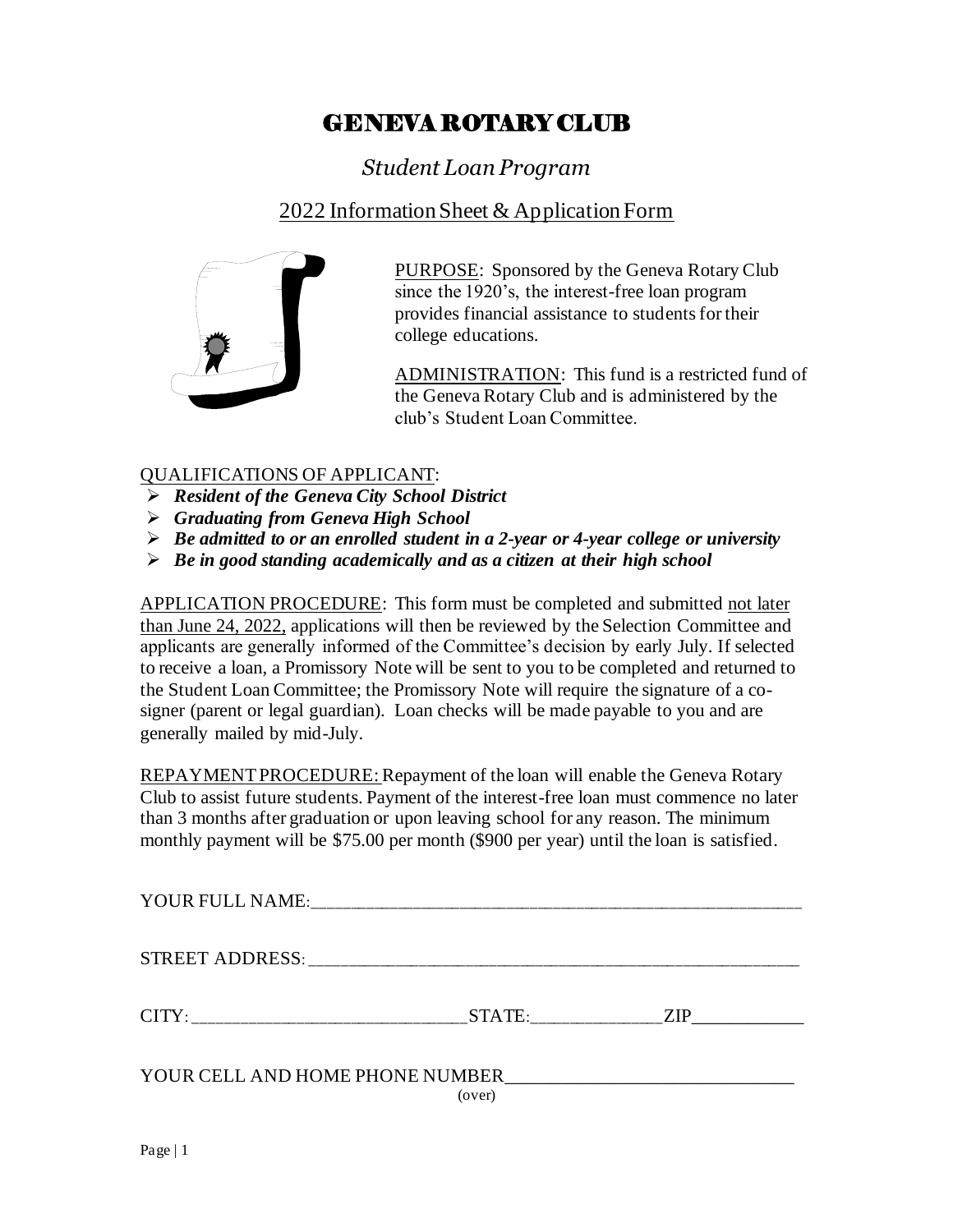# GENEVA ROTARY CLUB

## *Student Loan Program*

### 2022 Information Sheet & Application Form

PURPOSE: Sponsored by the Geneva Rotary Club since the 1920's, the interest-free loan program provides financial assistance to students for their college educations.

ADMINISTRATION: This fund is a restricted fund of the Geneva Rotary Club and is administered by the club's Student Loan Committee.

QUALIFICATIONS OF APPLICANT:

- ***Resident of the Geneva City School District***
- ***Graduating from Geneva High School***
- ***Be admitted to or an enrolled student in a 2-year or 4-year college or university***
- ***Be in good standing academically and as a citizen at their high school***

APPLICATION PROCEDURE: This form must be completed and submitted not later than June 24, 2022, applications will then be reviewed by the Selection Committee and applicants are generally informed of the Committee's decision by early July. If selected to receive a loan, a Promissory Note will be sent to you to be completed and returned to the Student Loan Committee; the Promissory Note will require the signature of a co-signer (parent or legal guardian). Loan checks will be made payable to you and are generally mailed by mid-July.

REPAYMENT PROCEDURE: Repayment of the loan will enable the Geneva Rotary Club to assist future students. Payment of the interest-free loan must commence no later than 3 months after graduation or upon leaving school for any reason. The minimum monthly payment will be $75.00 per month ($900 per year) until the loan is satisfied.

YOUR FULL NAME:_______________________________________________________

STREET ADDRESS: _______________________________________________________

CITY: ______________________________STATE:______________ZIP____________

YOUR CELL AND HOME PHONE NUMBER_______________________________

(over)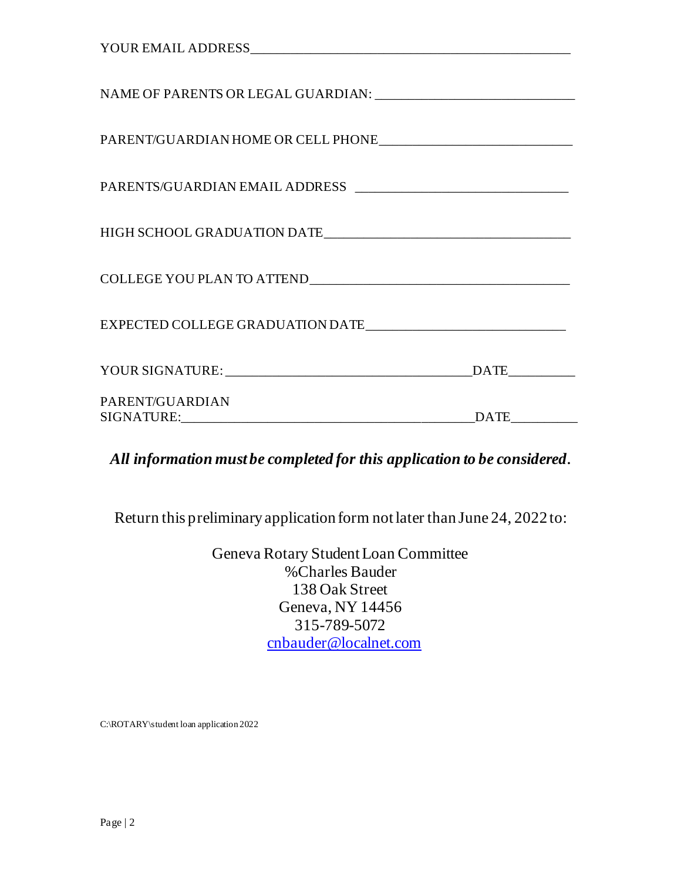YOUR EMAIL ADDRESS_______________________________________________

NAME OF PARENTS OR LEGAL GUARDIAN: _____________________________

PARENT/GUARDIAN HOME OR CELL PHONE____________________________

PARENTS/GUARDIAN EMAIL ADDRESS _______________________________

HIGH SCHOOL GRADUATION DATE___________________________________

COLLEGE YOU PLAN TO ATTEND_____________________________________

EXPECTED COLLEGE GRADUATION DATE_____________________________

YOUR SIGNATURE: ____________________________________DATE__________

PARENT/GUARDIAN
SIGNATURE:_______________________________________DATE__________

***All information must be completed for this application to be considered.***

Return this preliminary application form not later than June 24, 2022 to:

Geneva Rotary Student Loan Committee
%Charles Bauder
138 Oak Street
Geneva, NY 14456
315-789-5072
cnbauder@localnet.com

C:\ROTARY\student loan application 2022